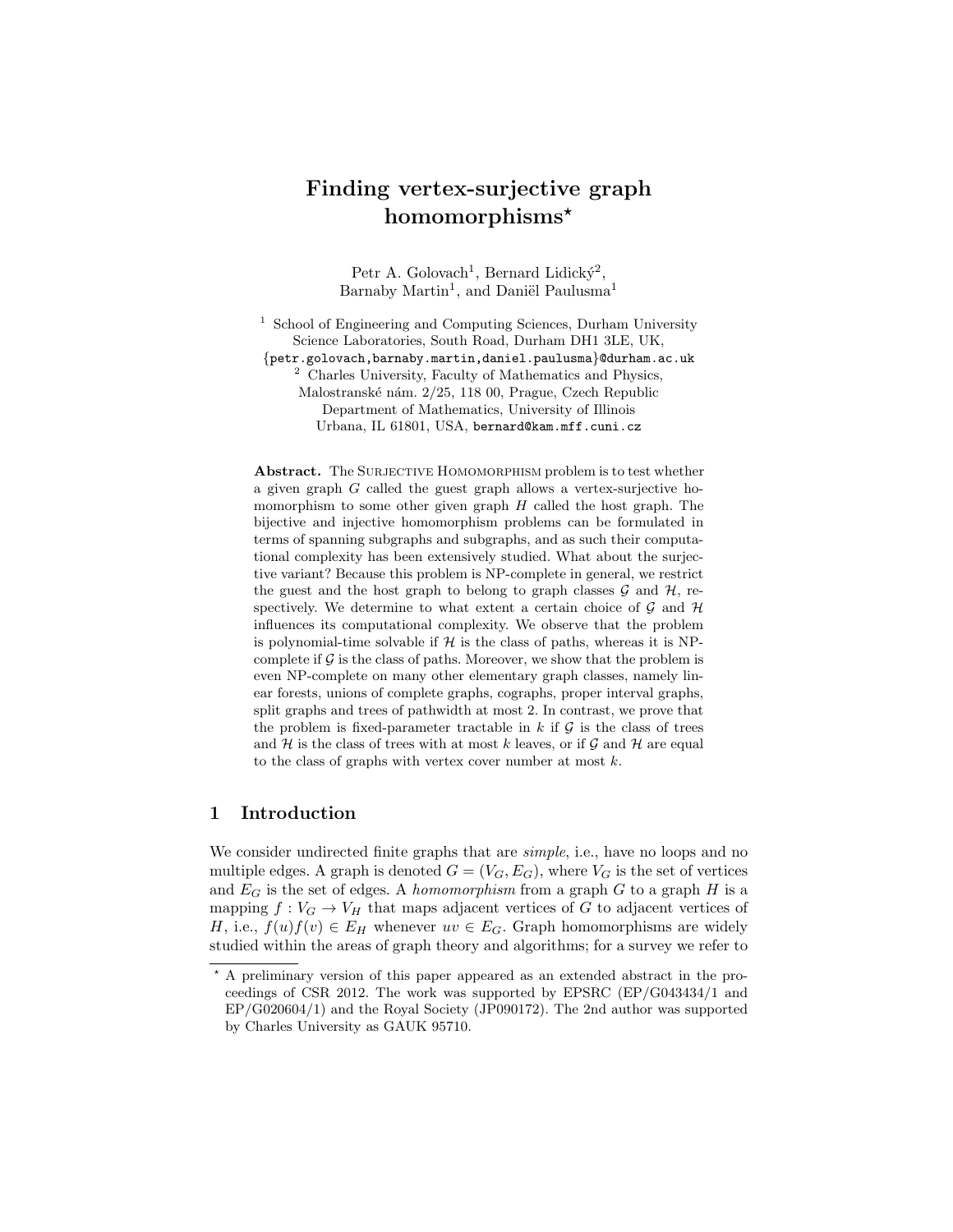# Finding vertex-surjective graph homomorphisms*

Petr A. Golovach[1], Bernard Lidický[2], Barnaby Martin[1], and Daniël Paulusma[1]

[1] School of Engineering and Computing Sciences, Durham University Science Laboratories, South Road, Durham DH1 3LE, UK, {petr.golovach,barnaby.martin,daniel.paulusma}@durham.ac.uk

[2] Charles University, Faculty of Mathematics and Physics, Malostranské nám. 2/25, 118 00, Prague, Czech Republic Department of Mathematics, University of Illinois Urbana, IL 61801, USA, bernard@kam.mff.cuni.cz

**Abstract.** The SURJECTIVE HOMOMORPHISM problem is to test whether a given graph $G$ called the guest graph allows a vertex-surjective homomorphism to some other given graph $H$ called the host graph. The bijective and injective homomorphism problems can be formulated in terms of spanning subgraphs and subgraphs, and as such their computational complexity has been extensively studied. What about the surjective variant? Because this problem is NP-complete in general, we restrict the guest and the host graph to belong to graph classes $\mathcal{G}$ and $\mathcal{H}$, respectively. We determine to what extent a certain choice of $\mathcal{G}$ and $\mathcal{H}$ influences its computational complexity. We observe that the problem is polynomial-time solvable if $\mathcal{H}$ is the class of paths, whereas it is NP-complete if $\mathcal{G}$ is the class of paths. Moreover, we show that the problem is even NP-complete on many other elementary graph classes, namely linear forests, unions of complete graphs, cographs, proper interval graphs, split graphs and trees of pathwidth at most 2. In contrast, we prove that the problem is fixed-parameter tractable in $k$ if $\mathcal{G}$ is the class of trees and $\mathcal{H}$ is the class of trees with at most $k$ leaves, or if $\mathcal{G}$ and $\mathcal{H}$ are equal to the class of graphs with vertex cover number at most $k$.

## 1 Introduction

We consider undirected finite graphs that are *simple*, i.e., have no loops and no multiple edges. A graph is denoted $G = (V_G, E_G)$, where $V_G$ is the set of vertices and $E_G$ is the set of edges. A *homomorphism* from a graph $G$ to a graph $H$ is a mapping $f : V_G \to V_H$ that maps adjacent vertices of $G$ to adjacent vertices of $H$, i.e., $f(u)f(v) \in E_H$ whenever $uv \in E_G$. Graph homomorphisms are widely studied within the areas of graph theory and algorithms; for a survey we refer to

* A preliminary version of this paper appeared as an extended abstract in the proceedings of CSR 2012. The work was supported by EPSRC (EP/G043434/1 and EP/G020604/1) and the Royal Society (JP090172). The 2nd author was supported by Charles University as GAUK 95710.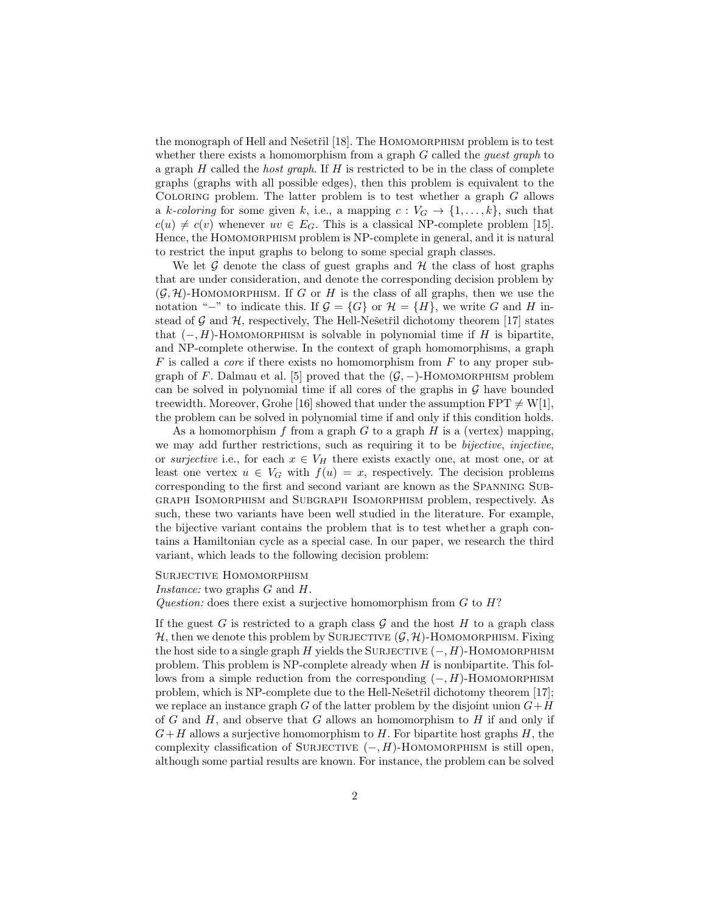the monograph of Hell and Nešetřil [18]. The Homomorphism problem is to test whether there exists a homomorphism from a graph $G$ called the *guest graph* to a graph $H$ called the *host graph*. If $H$ is restricted to be in the class of complete graphs (graphs with all possible edges), then this problem is equivalent to the Coloring problem. The latter problem is to test whether a graph $G$ allows a $k$*-coloring* for some given $k$, i.e., a mapping $c : V_G \to \{1, \ldots, k\}$, such that $c(u) \neq c(v)$ whenever $uv \in E_G$. This is a classical NP-complete problem [15]. Hence, the Homomorphism problem is NP-complete in general, and it is natural to restrict the input graphs to belong to some special graph classes.

We let $\mathcal{G}$ denote the class of guest graphs and $\mathcal{H}$ the class of host graphs that are under consideration, and denote the corresponding decision problem by $(\mathcal{G}, \mathcal{H})$-Homomorphism. If $G$ or $H$ is the class of all graphs, then we use the notation "$-$" to indicate this. If $\mathcal{G} = \{G\}$ or $\mathcal{H} = \{H\}$, we write $G$ and $H$ instead of $\mathcal{G}$ and $\mathcal{H}$, respectively, The Hell-Nešetřil dichotomy theorem [17] states that $(-, H)$-Homomorphism is solvable in polynomial time if $H$ is bipartite, and NP-complete otherwise. In the context of graph homomorphisms, a graph $F$ is called a *core* if there exists no homomorphism from $F$ to any proper subgraph of $F$. Dalmau et al. [5] proved that the $(\mathcal{G}, -)$-Homomorphism problem can be solved in polynomial time if all cores of the graphs in $\mathcal{G}$ have bounded treewidth. Moreover, Grohe [16] showed that under the assumption FPT $\neq$ W[1], the problem can be solved in polynomial time if and only if this condition holds.

As a homomorphism $f$ from a graph $G$ to a graph $H$ is a (vertex) mapping, we may add further restrictions, such as requiring it to be *bijective*, *injective*, or *surjective* i.e., for each $x \in V_H$ there exists exactly one, at most one, or at least one vertex $u \in V_G$ with $f(u) = x$, respectively. The decision problems corresponding to the first and second variant are known as the Spanning Subgraph Isomorphism and Subgraph Isomorphism problem, respectively. As such, these two variants have been well studied in the literature. For example, the bijective variant contains the problem that is to test whether a graph contains a Hamiltonian cycle as a special case. In our paper, we research the third variant, which leads to the following decision problem:

Surjective Homomorphism
*Instance:* two graphs $G$ and $H$.
*Question:* does there exist a surjective homomorphism from $G$ to $H$?

If the guest $G$ is restricted to a graph class $\mathcal{G}$ and the host $H$ to a graph class $\mathcal{H}$, then we denote this problem by Surjective $(\mathcal{G}, \mathcal{H})$-Homomorphism. Fixing the host side to a single graph $H$ yields the Surjective $(-, H)$-Homomorphism problem. This problem is NP-complete already when $H$ is nonbipartite. This follows from a simple reduction from the corresponding $(-, H)$-Homomorphism problem, which is NP-complete due to the Hell-Nešetřil dichotomy theorem [17]; we replace an instance graph $G$ of the latter problem by the disjoint union $G+H$ of $G$ and $H$, and observe that $G$ allows an homomorphism to $H$ if and only if $G+H$ allows a surjective homomorphism to $H$. For bipartite host graphs $H$, the complexity classification of Surjective $(-, H)$-Homomorphism is still open, although some partial results are known. For instance, the problem can be solved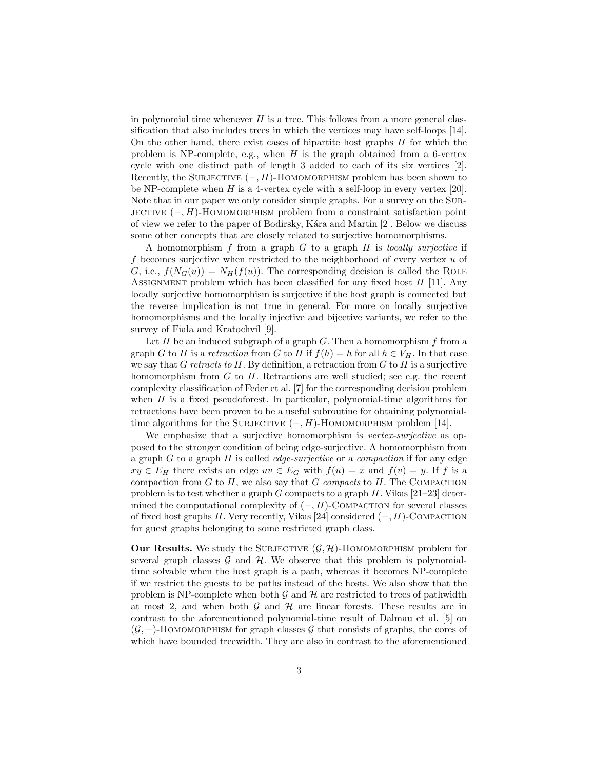in polynomial time whenever $H$ is a tree. This follows from a more general classification that also includes trees in which the vertices may have self-loops [14]. On the other hand, there exist cases of bipartite host graphs $H$ for which the problem is NP-complete, e.g., when $H$ is the graph obtained from a 6-vertex cycle with one distinct path of length 3 added to each of its six vertices [2]. Recently, the Surjective $(-, H)$-Homomorphism problem has been shown to be NP-complete when $H$ is a 4-vertex cycle with a self-loop in every vertex [20]. Note that in our paper we only consider simple graphs. For a survey on the Surjective $(-, H)$-Homomorphism problem from a constraint satisfaction point of view we refer to the paper of Bodirsky, Kára and Martin [2]. Below we discuss some other concepts that are closely related to surjective homomorphisms.

A homomorphism $f$ from a graph $G$ to a graph $H$ is *locally surjective* if $f$ becomes surjective when restricted to the neighborhood of every vertex $u$ of $G$, i.e., $f(N_G(u)) = N_H(f(u))$. The corresponding decision is called the Role Assignment problem which has been classified for any fixed host $H$ [11]. Any locally surjective homomorphism is surjective if the host graph is connected but the reverse implication is not true in general. For more on locally surjective homomorphisms and the locally injective and bijective variants, we refer to the survey of Fiala and Kratochvíl [9].

Let $H$ be an induced subgraph of a graph $G$. Then a homomorphism $f$ from a graph $G$ to $H$ is a *retraction* from $G$ to $H$ if $f(h) = h$ for all $h \in V_H$. In that case we say that $G$ *retracts to* $H$. By definition, a retraction from $G$ to $H$ is a surjective homomorphism from $G$ to $H$. Retractions are well studied; see e.g. the recent complexity classification of Feder et al. [7] for the corresponding decision problem when $H$ is a fixed pseudoforest. In particular, polynomial-time algorithms for retractions have been proven to be a useful subroutine for obtaining polynomial-time algorithms for the Surjective $(-, H)$-Homomorphism problem [14].

We emphasize that a surjective homomorphism is *vertex-surjective* as opposed to the stronger condition of being edge-surjective. A homomorphism from a graph $G$ to a graph $H$ is called *edge-surjective* or a *compaction* if for any edge $xy \in E_H$ there exists an edge $uv \in E_G$ with $f(u) = x$ and $f(v) = y$. If $f$ is a compaction from $G$ to $H$, we also say that $G$ *compacts* to $H$. The Compaction problem is to test whether a graph $G$ compacts to a graph $H$. Vikas [21–23] determined the computational complexity of $(-, H)$-Compaction for several classes of fixed host graphs $H$. Very recently, Vikas [24] considered $(-, H)$-Compaction for guest graphs belonging to some restricted graph class.

**Our Results.** We study the Surjective $(\mathcal{G}, \mathcal{H})$-Homomorphism problem for several graph classes $\mathcal{G}$ and $\mathcal{H}$. We observe that this problem is polynomial-time solvable when the host graph is a path, whereas it becomes NP-complete if we restrict the guests to be paths instead of the hosts. We also show that the problem is NP-complete when both $\mathcal{G}$ and $\mathcal{H}$ are restricted to trees of pathwidth at most 2, and when both $\mathcal{G}$ and $\mathcal{H}$ are linear forests. These results are in contrast to the aforementioned polynomial-time result of Dalmau et al. [5] on $(\mathcal{G}, -)$-Homomorphism for graph classes $\mathcal{G}$ that consists of graphs, the cores of which have bounded treewidth. They are also in contrast to the aforementioned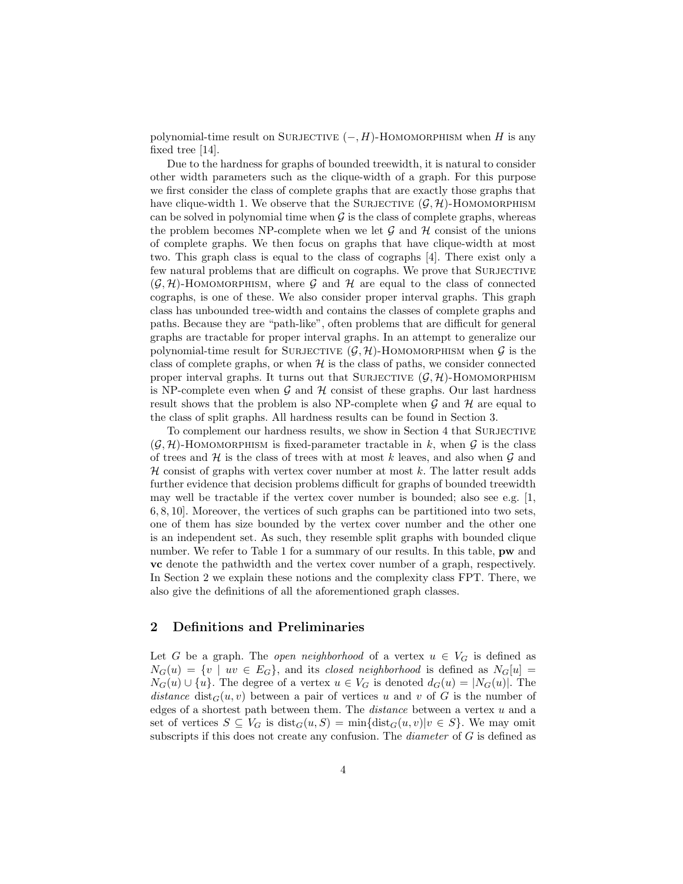polynomial-time result on SURJECTIVE $(-, H)$-HOMOMORPHISM when $H$ is any fixed tree [14].

Due to the hardness for graphs of bounded treewidth, it is natural to consider other width parameters such as the clique-width of a graph. For this purpose we first consider the class of complete graphs that are exactly those graphs that have clique-width 1. We observe that the SURJECTIVE $(\mathcal{G}, \mathcal{H})$-HOMOMORPHISM can be solved in polynomial time when $\mathcal{G}$ is the class of complete graphs, whereas the problem becomes NP-complete when we let $\mathcal{G}$ and $\mathcal{H}$ consist of the unions of complete graphs. We then focus on graphs that have clique-width at most two. This graph class is equal to the class of cographs [4]. There exist only a few natural problems that are difficult on cographs. We prove that SURJECTIVE $(\mathcal{G}, \mathcal{H})$-HOMOMORPHISM, where $\mathcal{G}$ and $\mathcal{H}$ are equal to the class of connected cographs, is one of these. We also consider proper interval graphs. This graph class has unbounded tree-width and contains the classes of complete graphs and paths. Because they are "path-like", often problems that are difficult for general graphs are tractable for proper interval graphs. In an attempt to generalize our polynomial-time result for SURJECTIVE $(\mathcal{G}, \mathcal{H})$-HOMOMORPHISM when $\mathcal{G}$ is the class of complete graphs, or when $\mathcal{H}$ is the class of paths, we consider connected proper interval graphs. It turns out that SURJECTIVE $(\mathcal{G}, \mathcal{H})$-HOMOMORPHISM is NP-complete even when $\mathcal{G}$ and $\mathcal{H}$ consist of these graphs. Our last hardness result shows that the problem is also NP-complete when $\mathcal{G}$ and $\mathcal{H}$ are equal to the class of split graphs. All hardness results can be found in Section 3.

To complement our hardness results, we show in Section 4 that SURJECTIVE $(\mathcal{G}, \mathcal{H})$-HOMOMORPHISM is fixed-parameter tractable in $k$, when $\mathcal{G}$ is the class of trees and $\mathcal{H}$ is the class of trees with at most $k$ leaves, and also when $\mathcal{G}$ and $\mathcal{H}$ consist of graphs with vertex cover number at most $k$. The latter result adds further evidence that decision problems difficult for graphs of bounded treewidth may well be tractable if the vertex cover number is bounded; also see e.g. [1, 6, 8, 10]. Moreover, the vertices of such graphs can be partitioned into two sets, one of them has size bounded by the vertex cover number and the other one is an independent set. As such, they resemble split graphs with bounded clique number. We refer to Table 1 for a summary of our results. In this table, **pw** and **vc** denote the pathwidth and the vertex cover number of a graph, respectively. In Section 2 we explain these notions and the complexity class FPT. There, we also give the definitions of all the aforementioned graph classes.

## 2 Definitions and Preliminaries

Let $G$ be a graph. The *open neighborhood* of a vertex $u \in V_G$ is defined as $N_G(u) = \{v \mid uv \in E_G\}$, and its *closed neighborhood* is defined as $N_G[u] = N_G(u) \cup \{u\}$. The degree of a vertex $u \in V_G$ is denoted $d_G(u) = |N_G(u)|$. The *distance* $\text{dist}_G(u, v)$ between a pair of vertices $u$ and $v$ of $G$ is the number of edges of a shortest path between them. The *distance* between a vertex $u$ and a set of vertices $S \subseteq V_G$ is $\text{dist}_G(u, S) = \min\{\text{dist}_G(u, v) | v \in S\}$. We may omit subscripts if this does not create any confusion. The *diameter* of $G$ is defined as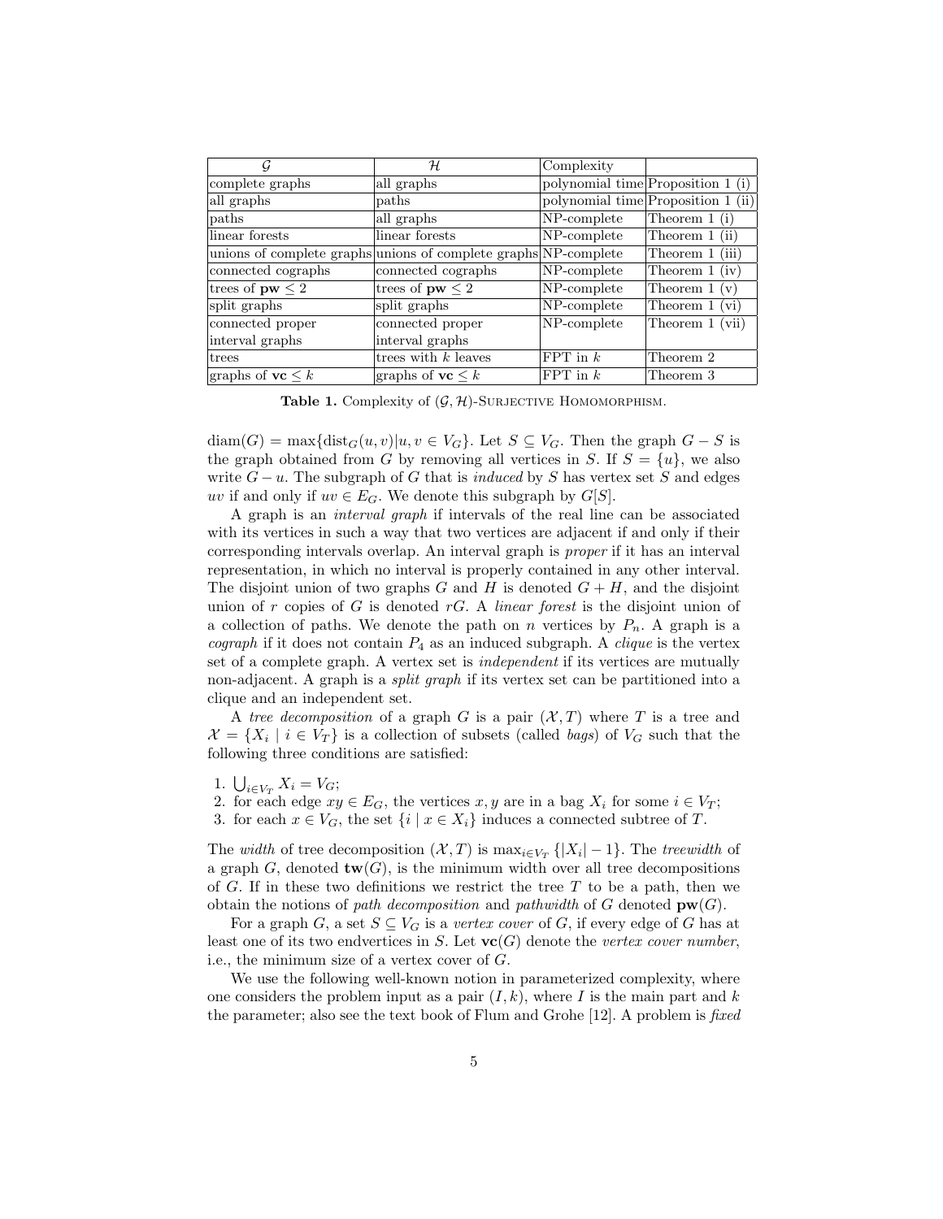| $\mathcal{G}$ | $\mathcal{H}$ | Complexity | |
|---|---|---|---|
| complete graphs | all graphs | polynomial time | Proposition 1 (i) |
| all graphs | paths | polynomial time | Proposition 1 (ii) |
| paths | all graphs | NP-complete | Theorem 1 (i) |
| linear forests | linear forests | NP-complete | Theorem 1 (ii) |
| unions of complete graphs | unions of complete graphs | NP-complete | Theorem 1 (iii) |
| connected cographs | connected cographs | NP-complete | Theorem 1 (iv) |
| trees of $\mathbf{pw} \leq 2$ | trees of $\mathbf{pw} \leq 2$ | NP-complete | Theorem 1 (v) |
| split graphs | split graphs | NP-complete | Theorem 1 (vi) |
| connected proper interval graphs | connected proper interval graphs | NP-complete | Theorem 1 (vii) |
| trees | trees with $k$ leaves | FPT in $k$ | Theorem 2 |
| graphs of $\mathbf{vc} \leq k$ | graphs of $\mathbf{vc} \leq k$ | FPT in $k$ | Theorem 3 |

**Table 1.** Complexity of $(\mathcal{G}, \mathcal{H})$-Surjective Homomorphism.

$\text{diam}(G) = \max\{\text{dist}_G(u, v) | u, v \in V_G\}$. Let $S \subseteq V_G$. Then the graph $G - S$ is the graph obtained from $G$ by removing all vertices in $S$. If $S = \{u\}$, we also write $G - u$. The subgraph of $G$ that is *induced* by $S$ has vertex set $S$ and edges $uv$ if and only if $uv \in E_G$. We denote this subgraph by $G[S]$.

A graph is an *interval graph* if intervals of the real line can be associated with its vertices in such a way that two vertices are adjacent if and only if their corresponding intervals overlap. An interval graph is *proper* if it has an interval representation, in which no interval is properly contained in any other interval. The disjoint union of two graphs $G$ and $H$ is denoted $G + H$, and the disjoint union of $r$ copies of $G$ is denoted $rG$. A *linear forest* is the disjoint union of a collection of paths. We denote the path on $n$ vertices by $P_n$. A graph is a *cograph* if it does not contain $P_4$ as an induced subgraph. A *clique* is the vertex set of a complete graph. A vertex set is *independent* if its vertices are mutually non-adjacent. A graph is a *split graph* if its vertex set can be partitioned into a clique and an independent set.

A *tree decomposition* of a graph $G$ is a pair $(\mathcal{X}, T)$ where $T$ is a tree and $\mathcal{X} = \{X_i \mid i \in V_T\}$ is a collection of subsets (called *bags*) of $V_G$ such that the following three conditions are satisfied:

1. $\bigcup_{i \in V_T} X_i = V_G$;
2. for each edge $xy \in E_G$, the vertices $x, y$ are in a bag $X_i$ for some $i \in V_T$;
3. for each $x \in V_G$, the set $\{i \mid x \in X_i\}$ induces a connected subtree of $T$.

The *width* of tree decomposition $(\mathcal{X}, T)$ is $\max_{i \in V_T} \{|X_i| - 1\}$. The *treewidth* of a graph $G$, denoted $\mathbf{tw}(G)$, is the minimum width over all tree decompositions of $G$. If in these two definitions we restrict the tree $T$ to be a path, then we obtain the notions of *path decomposition* and *pathwidth* of $G$ denoted $\mathbf{pw}(G)$.

For a graph $G$, a set $S \subseteq V_G$ is a *vertex cover* of $G$, if every edge of $G$ has at least one of its two endvertices in $S$. Let $\mathbf{vc}(G)$ denote the *vertex cover number*, i.e., the minimum size of a vertex cover of $G$.

We use the following well-known notion in parameterized complexity, where one considers the problem input as a pair $(I, k)$, where $I$ is the main part and $k$ the parameter; also see the text book of Flum and Grohe [12]. A problem is *fixed*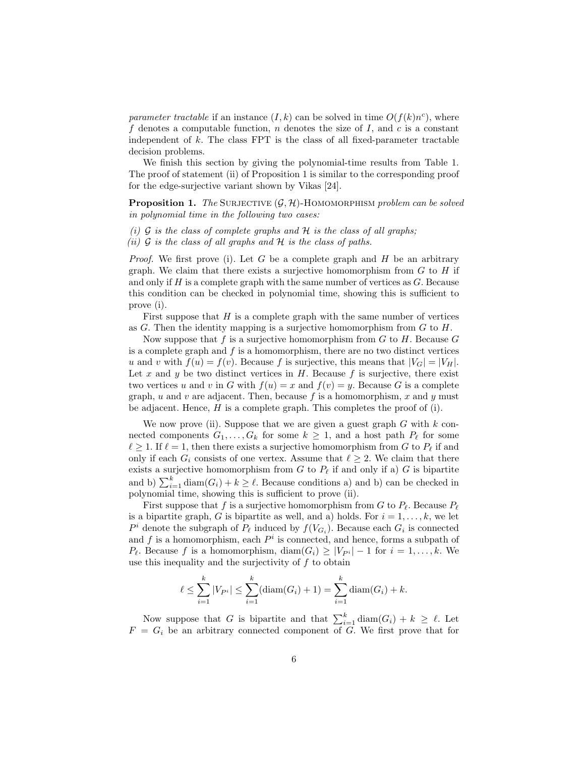*parameter tractable* if an instance $(I, k)$ can be solved in time $O(f(k)n^c)$, where $f$ denotes a computable function, $n$ denotes the size of $I$, and $c$ is a constant independent of $k$. The class FPT is the class of all fixed-parameter tractable decision problems.

We finish this section by giving the polynomial-time results from Table 1. The proof of statement (ii) of Proposition 1 is similar to the corresponding proof for the edge-surjective variant shown by Vikas [24].

**Proposition 1.** *The* Surjective $(\mathcal{G}, \mathcal{H})$-Homomorphism *problem can be solved in polynomial time in the following two cases:*

*(i)* $\mathcal{G}$ *is the class of complete graphs and* $\mathcal{H}$ *is the class of all graphs;*
*(ii)* $\mathcal{G}$ *is the class of all graphs and* $\mathcal{H}$ *is the class of paths.*

*Proof.* We first prove (i). Let $G$ be a complete graph and $H$ be an arbitrary graph. We claim that there exists a surjective homomorphism from $G$ to $H$ if and only if $H$ is a complete graph with the same number of vertices as $G$. Because this condition can be checked in polynomial time, showing this is sufficient to prove (i).

First suppose that $H$ is a complete graph with the same number of vertices as $G$. Then the identity mapping is a surjective homomorphism from $G$ to $H$.

Now suppose that $f$ is a surjective homomorphism from $G$ to $H$. Because $G$ is a complete graph and $f$ is a homomorphism, there are no two distinct vertices $u$ and $v$ with $f(u) = f(v)$. Because $f$ is surjective, this means that $|V_G| = |V_H|$. Let $x$ and $y$ be two distinct vertices in $H$. Because $f$ is surjective, there exist two vertices $u$ and $v$ in $G$ with $f(u) = x$ and $f(v) = y$. Because $G$ is a complete graph, $u$ and $v$ are adjacent. Then, because $f$ is a homomorphism, $x$ and $y$ must be adjacent. Hence, $H$ is a complete graph. This completes the proof of (i).

We now prove (ii). Suppose that we are given a guest graph $G$ with $k$ connected components $G_1, \ldots, G_k$ for some $k \geq 1$, and a host path $P_\ell$ for some $\ell \geq 1$. If $\ell = 1$, then there exists a surjective homomorphism from $G$ to $P_\ell$ if and only if each $G_i$ consists of one vertex. Assume that $\ell \geq 2$. We claim that there exists a surjective homomorphism from $G$ to $P_\ell$ if and only if a) $G$ is bipartite and b) $\sum_{i=1}^{k} \text{diam}(G_i) + k \geq \ell$. Because conditions a) and b) can be checked in polynomial time, showing this is sufficient to prove (ii).

First suppose that $f$ is a surjective homomorphism from $G$ to $P_\ell$. Because $P_\ell$ is a bipartite graph, $G$ is bipartite as well, and a) holds. For $i = 1, \ldots, k$, we let $P^i$ denote the subgraph of $P_\ell$ induced by $f(V_{G_i})$. Because each $G_i$ is connected and $f$ is a homomorphism, each $P^i$ is connected, and hence, forms a subpath of $P_\ell$. Because $f$ is a homomorphism, $\text{diam}(G_i) \geq |V_{P^i}| - 1$ for $i = 1, \ldots, k$. We use this inequality and the surjectivity of $f$ to obtain

$$\ell \leq \sum_{i=1}^{k} |V_{P^i}| \leq \sum_{i=1}^{k} (\text{diam}(G_i) + 1) = \sum_{i=1}^{k} \text{diam}(G_i) + k.$$

Now suppose that $G$ is bipartite and that $\sum_{i=1}^{k} \text{diam}(G_i) + k \geq \ell$. Let $F = G_i$ be an arbitrary connected component of $G$. We first prove that for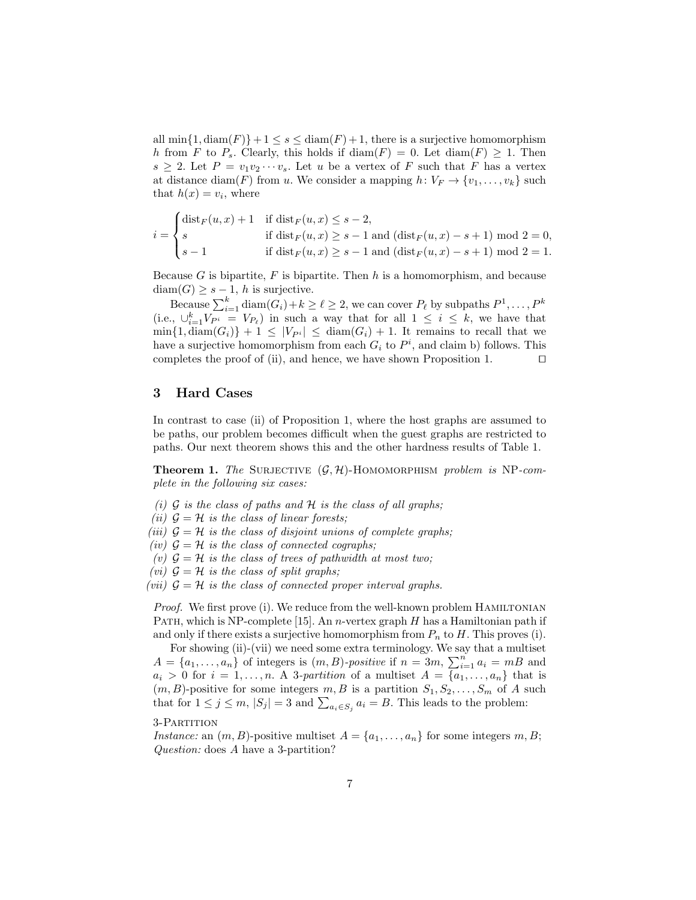all $\min\{1, \text{diam}(F)\} + 1 \leq s \leq \text{diam}(F) + 1$, there is a surjective homomorphism $h$ from $F$ to $P_s$. Clearly, this holds if $\text{diam}(F) = 0$. Let $\text{diam}(F) \geq 1$. Then $s \geq 2$. Let $P = v_1 v_2 \cdots v_s$. Let $u$ be a vertex of $F$ such that $F$ has a vertex at distance $\text{diam}(F)$ from $u$. We consider a mapping $h \colon V_F \to \{v_1, \ldots, v_k\}$ such that $h(x) = v_i$, where

$$i = \begin{cases} \text{dist}_F(u, x) + 1 & \text{if } \text{dist}_F(u, x) \leq s - 2, \\ s & \text{if } \text{dist}_F(u, x) \geq s - 1 \text{ and } (\text{dist}_F(u, x) - s + 1) \bmod 2 = 0, \\ s - 1 & \text{if } \text{dist}_F(u, x) \geq s - 1 \text{ and } (\text{dist}_F(u, x) - s + 1) \bmod 2 = 1. \end{cases}$$

Because $G$ is bipartite, $F$ is bipartite. Then $h$ is a homomorphism, and because $\text{diam}(G) \geq s - 1$, $h$ is surjective.

Because $\sum_{i=1}^{k} \text{diam}(G_i) + k \geq \ell \geq 2$, we can cover $P_\ell$ by subpaths $P^1, \ldots, P^k$ (i.e., $\cup_{i=1}^{k} V_{P^i} = V_{P_\ell}$) in such a way that for all $1 \leq i \leq k$, we have that $\min\{1, \text{diam}(G_i)\} + 1 \leq |V_{P^i}| \leq \text{diam}(G_i) + 1$. It remains to recall that we have a surjective homomorphism from each $G_i$ to $P^i$, and claim b) follows. This completes the proof of (ii), and hence, we have shown Proposition 1. □

## 3 Hard Cases

In contrast to case (ii) of Proposition 1, where the host graphs are assumed to be paths, our problem becomes difficult when the guest graphs are restricted to paths. Our next theorem shows this and the other hardness results of Table 1.

**Theorem 1.** *The* Surjective $(\mathcal{G}, \mathcal{H})$-Homomorphism *problem is* NP-*complete in the following six cases:*

*(i) $\mathcal{G}$ is the class of paths and $\mathcal{H}$ is the class of all graphs;*
*(ii) $\mathcal{G} = \mathcal{H}$ is the class of linear forests;*
*(iii) $\mathcal{G} = \mathcal{H}$ is the class of disjoint unions of complete graphs;*
*(iv) $\mathcal{G} = \mathcal{H}$ is the class of connected cographs;*
*(v) $\mathcal{G} = \mathcal{H}$ is the class of trees of pathwidth at most two;*
*(vi) $\mathcal{G} = \mathcal{H}$ is the class of split graphs;*
*(vii) $\mathcal{G} = \mathcal{H}$ is the class of connected proper interval graphs.*

*Proof.* We first prove (i). We reduce from the well-known problem Hamiltonian Path, which is NP-complete [15]. An $n$-vertex graph $H$ has a Hamiltonian path if and only if there exists a surjective homomorphism from $P_n$ to $H$. This proves (i).

For showing (ii)-(vii) we need some extra terminology. We say that a multiset $A = \{a_1, \ldots, a_n\}$ of integers is $(m, B)$-*positive* if $n = 3m$, $\sum_{i=1}^{n} a_i = mB$ and $a_i > 0$ for $i = 1, \ldots, n$. A 3-*partition* of a multiset $A = \{a_1, \ldots, a_n\}$ that is $(m, B)$-positive for some integers $m, B$ is a partition $S_1, S_2, \ldots, S_m$ of $A$ such that for $1 \leq j \leq m$, $|S_j| = 3$ and $\sum_{a_i \in S_j} a_i = B$. This leads to the problem:

3-Partition
*Instance:* an $(m, B)$-positive multiset $A = \{a_1, \ldots, a_n\}$ for some integers $m, B$;
*Question:* does $A$ have a 3-partition?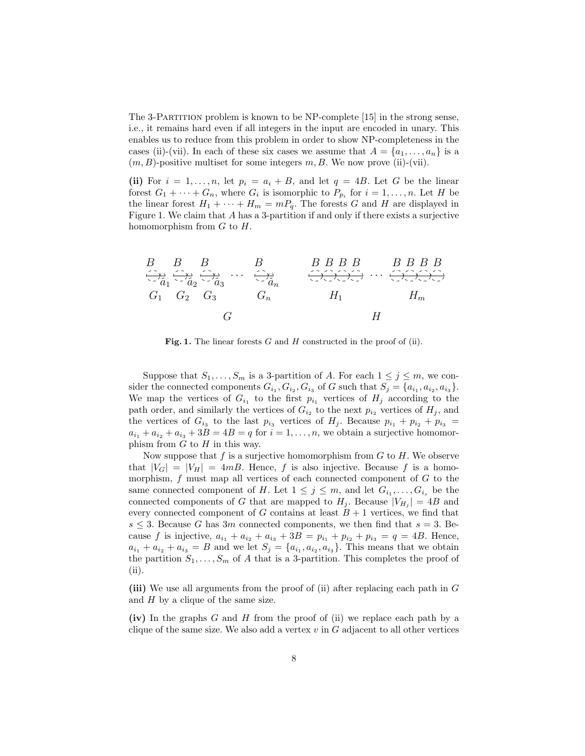The 3-Partition problem is known to be NP-complete [15] in the strong sense, i.e., it remains hard even if all integers in the input are encoded in unary. This enables us to reduce from this problem in order to show NP-completeness in the cases (ii)-(vii). In each of these six cases we assume that $A = \{a_1, \ldots, a_n\}$ is a $(m, B)$-positive multiset for some integers $m, B$. We now prove (ii)-(vii).

**(ii)** For $i = 1, \ldots, n$, let $p_i = a_i + B$, and let $q = 4B$. Let $G$ be the linear forest $G_1 + \cdots + G_n$, where $G_i$ is isomorphic to $P_{p_i}$ for $i = 1, \ldots, n$. Let $H$ be the linear forest $H_1 + \cdots + H_m = mP_q$. The forests $G$ and $H$ are displayed in Figure 1. We claim that $A$ has a 3-partition if and only if there exists a surjective homomorphism from $G$ to $H$.

**Fig. 1.** The linear forests $G$ and $H$ constructed in the proof of (ii).

Suppose that $S_1, \ldots, S_m$ is a 3-partition of $A$. For each $1 \leq j \leq m$, we consider the connected components $G_{i_1}, G_{i_2}, G_{i_3}$ of $G$ such that $S_j = \{a_{i_1}, a_{i_2}, a_{i_3}\}$. We map the vertices of $G_{i_1}$ to the first $p_{i_1}$ vertices of $H_j$ according to the path order, and similarly the vertices of $G_{i_2}$ to the next $p_{i_2}$ vertices of $H_j$, and the vertices of $G_{i_3}$ to the last $p_{i_3}$ vertices of $H_j$. Because $p_{i_1} + p_{i_2} + p_{i_3} = a_{i_1} + a_{i_2} + a_{i_3} + 3B = 4B = q$ for $i = 1, \ldots, n$, we obtain a surjective homomorphism from $G$ to $H$ in this way.

Now suppose that $f$ is a surjective homomorphism from $G$ to $H$. We observe that $|V_G| = |V_H| = 4mB$. Hence, $f$ is also injective. Because $f$ is a homomorphism, $f$ must map all vertices of each connected component of $G$ to the same connected component of $H$. Let $1 \leq j \leq m$, and let $G_{i_1}, \ldots, G_{i_s}$ be the connected components of $G$ that are mapped to $H_j$. Because $|V_{H_j}| = 4B$ and every connected component of $G$ contains at least $B + 1$ vertices, we find that $s \leq 3$. Because $G$ has $3m$ connected components, we then find that $s = 3$. Because $f$ is injective, $a_{i_1} + a_{i_2} + a_{i_3} + 3B = p_{i_1} + p_{i_2} + p_{i_3} = q = 4B$. Hence, $a_{i_1} + a_{i_2} + a_{i_3} = B$ and we let $S_j = \{a_{i_1}, a_{i_2}, a_{i_3}\}$. This means that we obtain the partition $S_1, \ldots, S_m$ of $A$ that is a 3-partition. This completes the proof of (ii).

**(iii)** We use all arguments from the proof of (ii) after replacing each path in $G$ and $H$ by a clique of the same size.

**(iv)** In the graphs $G$ and $H$ from the proof of (ii) we replace each path by a clique of the same size. We also add a vertex $v$ in $G$ adjacent to all other vertices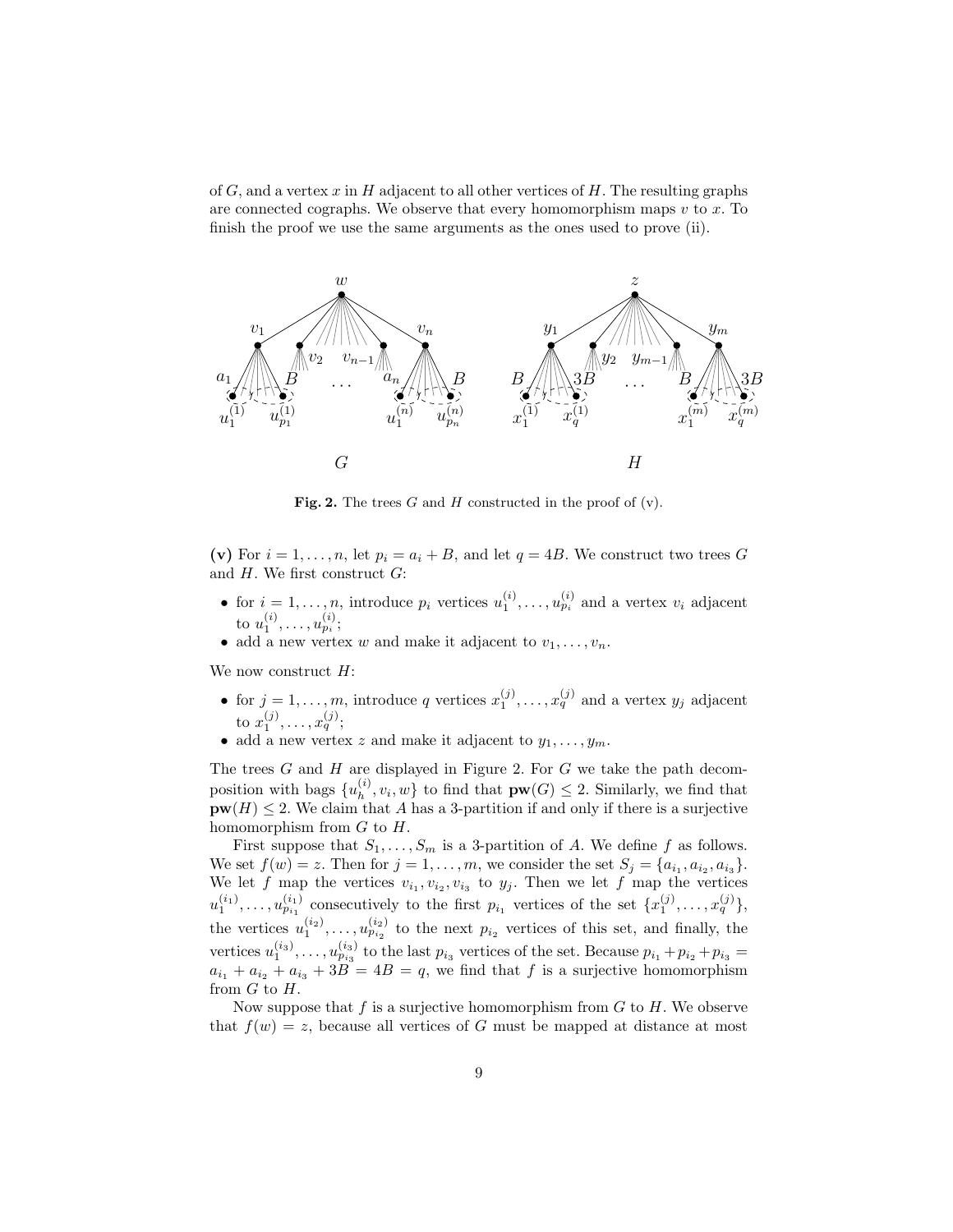of $G$, and a vertex $x$ in $H$ adjacent to all other vertices of $H$. The resulting graphs are connected cographs. We observe that every homomorphism maps $v$ to $x$. To finish the proof we use the same arguments as the ones used to prove (ii).

**Fig. 2.** The trees $G$ and $H$ constructed in the proof of (v).

**(v)** For $i = 1, \ldots, n$, let $p_i = a_i + B$, and let $q = 4B$. We construct two trees $G$ and $H$. We first construct $G$:

- for $i = 1, \ldots, n$, introduce $p_i$ vertices $u_1^{(i)}, \ldots, u_{p_i}^{(i)}$ and a vertex $v_i$ adjacent to $u_1^{(i)}, \ldots, u_{p_i}^{(i)}$;
- add a new vertex $w$ and make it adjacent to $v_1, \ldots, v_n$.

We now construct $H$:

- for $j = 1, \ldots, m$, introduce $q$ vertices $x_1^{(j)}, \ldots, x_q^{(j)}$ and a vertex $y_j$ adjacent to $x_1^{(j)}, \ldots, x_q^{(j)}$;
- add a new vertex $z$ and make it adjacent to $y_1, \ldots, y_m$.

The trees $G$ and $H$ are displayed in Figure 2. For $G$ we take the path decomposition with bags $\{u_h^{(i)}, v_i, w\}$ to find that $\mathbf{pw}(G) \leq 2$. Similarly, we find that $\mathbf{pw}(H) \leq 2$. We claim that $A$ has a 3-partition if and only if there is a surjective homomorphism from $G$ to $H$.

First suppose that $S_1, \ldots, S_m$ is a 3-partition of $A$. We define $f$ as follows. We set $f(w) = z$. Then for $j = 1, \ldots, m$, we consider the set $S_j = \{a_{i_1}, a_{i_2}, a_{i_3}\}$. We let $f$ map the vertices $v_{i_1}, v_{i_2}, v_{i_3}$ to $y_j$. Then we let $f$ map the vertices $u_1^{(i_1)}, \ldots, u_{p_{i_1}}^{(i_1)}$ consecutively to the first $p_{i_1}$ vertices of the set $\{x_1^{(j)}, \ldots, x_q^{(j)}\}$, the vertices $u_1^{(i_2)}, \ldots, u_{p_{i_2}}^{(i_2)}$ to the next $p_{i_2}$ vertices of this set, and finally, the vertices $u_1^{(i_3)}, \ldots, u_{p_{i_3}}^{(i_3)}$ to the last $p_{i_3}$ vertices of the set. Because $p_{i_1} + p_{i_2} + p_{i_3} = a_{i_1} + a_{i_2} + a_{i_3} + 3B = 4B = q$, we find that $f$ is a surjective homomorphism from $G$ to $H$.

Now suppose that $f$ is a surjective homomorphism from $G$ to $H$. We observe that $f(w) = z$, because all vertices of $G$ must be mapped at distance at most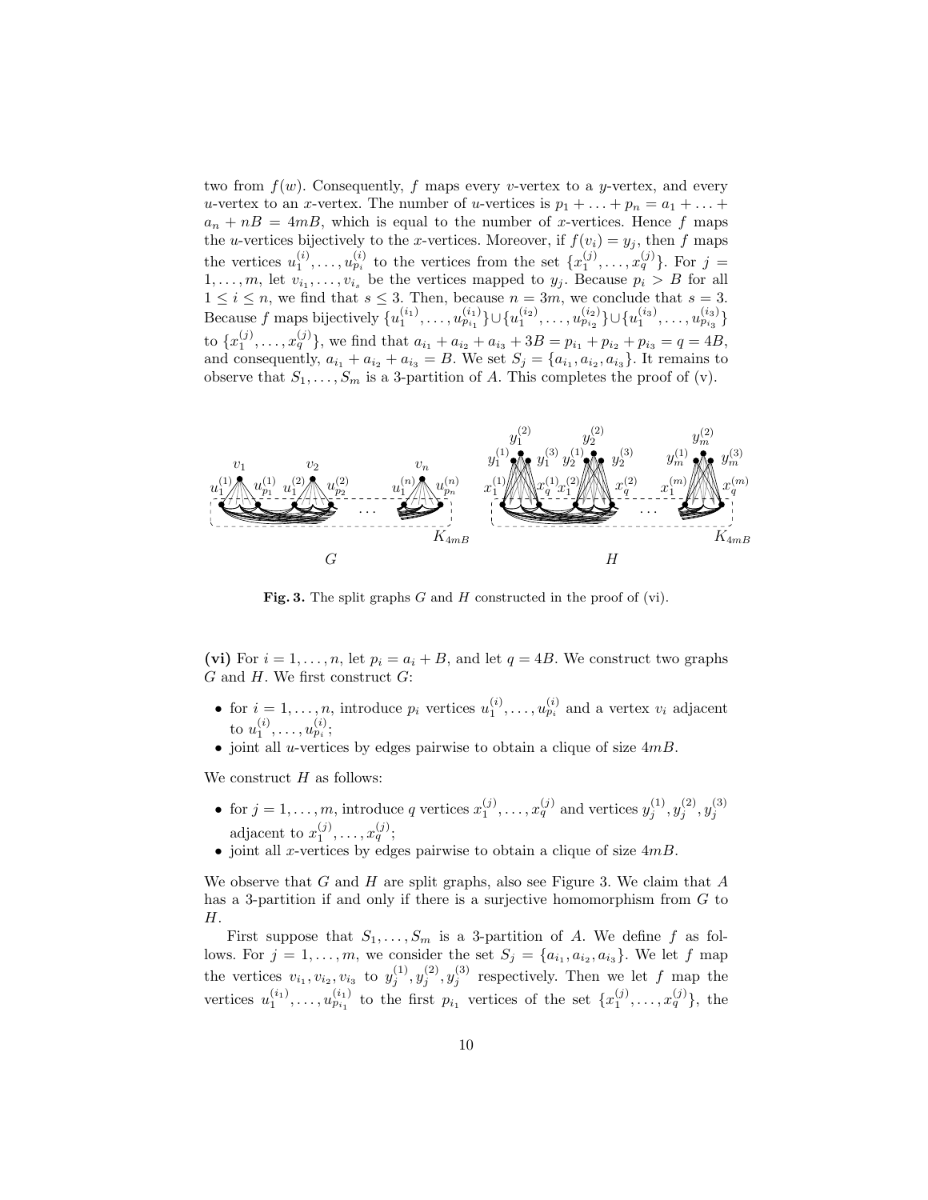two from $f(w)$. Consequently, $f$ maps every $v$-vertex to a $y$-vertex, and every $u$-vertex to an $x$-vertex. The number of $u$-vertices is $p_1 + \ldots + p_n = a_1 + \ldots + a_n + nB = 4mB$, which is equal to the number of $x$-vertices. Hence $f$ maps the $u$-vertices bijectively to the $x$-vertices. Moreover, if $f(v_i) = y_j$, then $f$ maps the vertices $u_1^{(i)}, \ldots, u_{p_i}^{(i)}$ to the vertices from the set $\{x_1^{(j)}, \ldots, x_q^{(j)}\}$. For $j = 1, \ldots, m$, let $v_{i_1}, \ldots, v_{i_s}$ be the vertices mapped to $y_j$. Because $p_i > B$ for all $1 \leq i \leq n$, we find that $s \leq 3$. Then, because $n = 3m$, we conclude that $s = 3$. Because $f$ maps bijectively $\{u_1^{(i_1)}, \ldots, u_{p_{i_1}}^{(i_1)}\} \cup \{u_1^{(i_2)}, \ldots, u_{p_{i_2}}^{(i_2)}\} \cup \{u_1^{(i_3)}, \ldots, u_{p_{i_3}}^{(i_3)}\}$ to $\{x_1^{(j)}, \ldots, x_q^{(j)}\}$, we find that $a_{i_1} + a_{i_2} + a_{i_3} + 3B = p_{i_1} + p_{i_2} + p_{i_3} = q = 4B$, and consequently, $a_{i_1} + a_{i_2} + a_{i_3} = B$. We set $S_j = \{a_{i_1}, a_{i_2}, a_{i_3}\}$. It remains to observe that $S_1, \ldots, S_m$ is a 3-partition of $A$. This completes the proof of (v).

**Fig. 3.** The split graphs $G$ and $H$ constructed in the proof of (vi).

**(vi)** For $i = 1, \ldots, n$, let $p_i = a_i + B$, and let $q = 4B$. We construct two graphs $G$ and $H$. We first construct $G$:

- for $i = 1, \ldots, n$, introduce $p_i$ vertices $u_1^{(i)}, \ldots, u_{p_i}^{(i)}$ and a vertex $v_i$ adjacent to $u_1^{(i)}, \ldots, u_{p_i}^{(i)}$;
- joint all $u$-vertices by edges pairwise to obtain a clique of size $4mB$.

We construct $H$ as follows:

- for $j = 1, \ldots, m$, introduce $q$ vertices $x_1^{(j)}, \ldots, x_q^{(j)}$ and vertices $y_j^{(1)}, y_j^{(2)}, y_j^{(3)}$ adjacent to $x_1^{(j)}, \ldots, x_q^{(j)}$;
- joint all $x$-vertices by edges pairwise to obtain a clique of size $4mB$.

We observe that $G$ and $H$ are split graphs, also see Figure 3. We claim that $A$ has a 3-partition if and only if there is a surjective homomorphism from $G$ to $H$.

First suppose that $S_1, \ldots, S_m$ is a 3-partition of $A$. We define $f$ as follows. For $j = 1, \ldots, m$, we consider the set $S_j = \{a_{i_1}, a_{i_2}, a_{i_3}\}$. We let $f$ map the vertices $v_{i_1}, v_{i_2}, v_{i_3}$ to $y_j^{(1)}, y_j^{(2)}, y_j^{(3)}$ respectively. Then we let $f$ map the vertices $u_1^{(i_1)}, \ldots, u_{p_{i_1}}^{(i_1)}$ to the first $p_{i_1}$ vertices of the set $\{x_1^{(j)}, \ldots, x_q^{(j)}\}$, the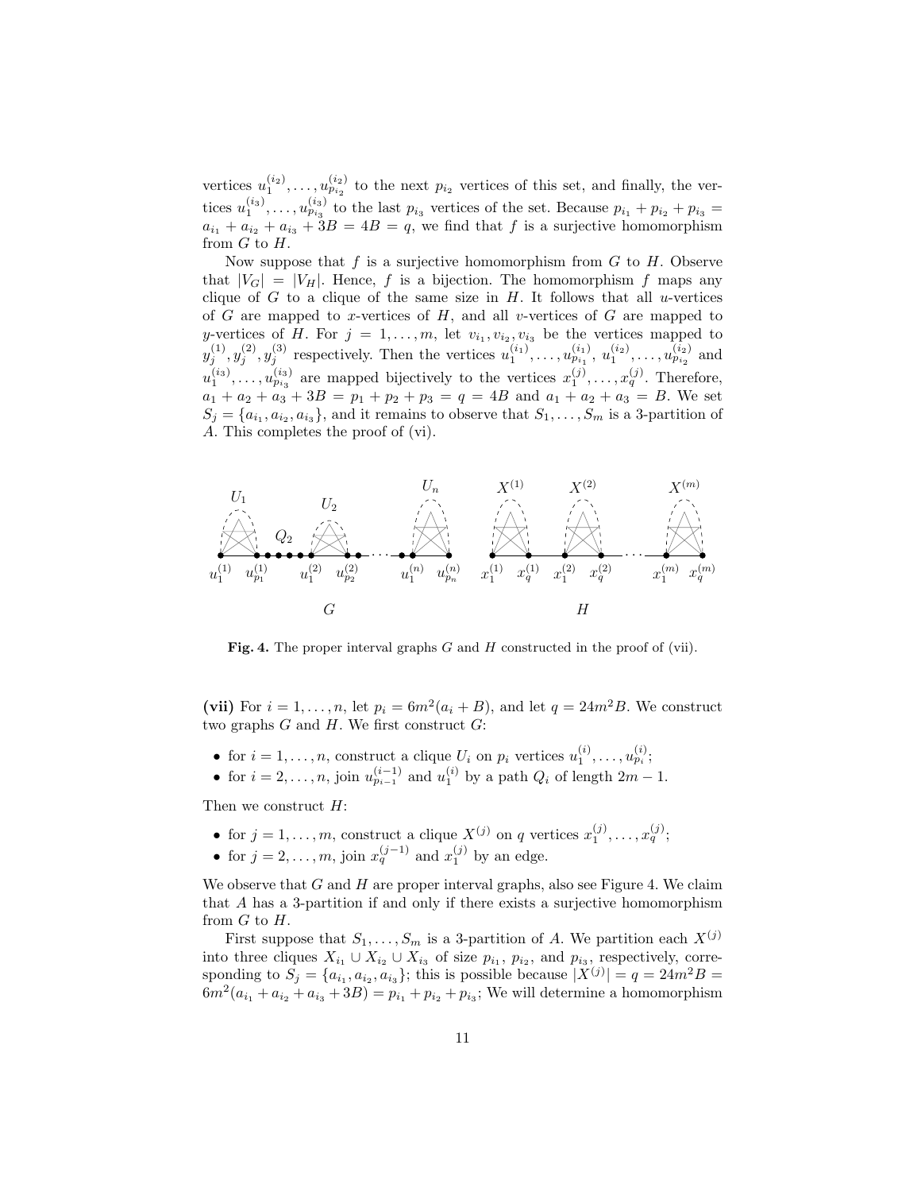vertices $u_1^{(i_2)}, \ldots, u_{p_{i_2}}^{(i_2)}$ to the next $p_{i_2}$ vertices of this set, and finally, the vertices $u_1^{(i_3)}, \ldots, u_{p_{i_3}}^{(i_3)}$ to the last $p_{i_3}$ vertices of the set. Because $p_{i_1} + p_{i_2} + p_{i_3} = a_{i_1} + a_{i_2} + a_{i_3} + 3B = 4B = q$, we find that $f$ is a surjective homomorphism from $G$ to $H$.

Now suppose that $f$ is a surjective homomorphism from $G$ to $H$. Observe that $|V_G| = |V_H|$. Hence, $f$ is a bijection. The homomorphism $f$ maps any clique of $G$ to a clique of the same size in $H$. It follows that all $u$-vertices of $G$ are mapped to $x$-vertices of $H$, and all $v$-vertices of $G$ are mapped to $y$-vertices of $H$. For $j = 1, \ldots, m$, let $v_{i_1}, v_{i_2}, v_{i_3}$ be the vertices mapped to $y_j^{(1)}, y_j^{(2)}, y_j^{(3)}$ respectively. Then the vertices $u_1^{(i_1)}, \ldots, u_{p_{i_1}}^{(i_1)}$, $u_1^{(i_2)}, \ldots, u_{p_{i_2}}^{(i_2)}$ and $u_1^{(i_3)}, \ldots, u_{p_{i_3}}^{(i_3)}$ are mapped bijectively to the vertices $x_1^{(j)}, \ldots, x_q^{(j)}$. Therefore, $a_1 + a_2 + a_3 + 3B = p_1 + p_2 + p_3 = q = 4B$ and $a_1 + a_2 + a_3 = B$. We set $S_j = \{a_{i_1}, a_{i_2}, a_{i_3}\}$, and it remains to observe that $S_1, \ldots, S_m$ is a 3-partition of $A$. This completes the proof of (vi).

**Fig. 4.** The proper interval graphs $G$ and $H$ constructed in the proof of (vii).

**(vii)** For $i = 1, \ldots, n$, let $p_i = 6m^2(a_i + B)$, and let $q = 24m^2B$. We construct two graphs $G$ and $H$. We first construct $G$:

- for $i = 1, \ldots, n$, construct a clique $U_i$ on $p_i$ vertices $u_1^{(i)}, \ldots, u_{p_i}^{(i)}$;
- for $i = 2, \ldots, n$, join $u_{p_{i-1}}^{(i-1)}$ and $u_1^{(i)}$ by a path $Q_i$ of length $2m - 1$.

Then we construct $H$:

- for $j = 1, \ldots, m$, construct a clique $X^{(j)}$ on $q$ vertices $x_1^{(j)}, \ldots, x_q^{(j)}$;
- for $j = 2, \ldots, m$, join $x_q^{(j-1)}$ and $x_1^{(j)}$ by an edge.

We observe that $G$ and $H$ are proper interval graphs, also see Figure 4. We claim that $A$ has a 3-partition if and only if there exists a surjective homomorphism from $G$ to $H$.

First suppose that $S_1, \ldots, S_m$ is a 3-partition of $A$. We partition each $X^{(j)}$ into three cliques $X_{i_1} \cup X_{i_2} \cup X_{i_3}$ of size $p_{i_1}$, $p_{i_2}$, and $p_{i_3}$, respectively, corresponding to $S_j = \{a_{i_1}, a_{i_2}, a_{i_3}\}$; this is possible because $|X^{(j)}| = q = 24m^2B = 6m^2(a_{i_1} + a_{i_2} + a_{i_3} + 3B) = p_{i_1} + p_{i_2} + p_{i_3}$; We will determine a homomorphism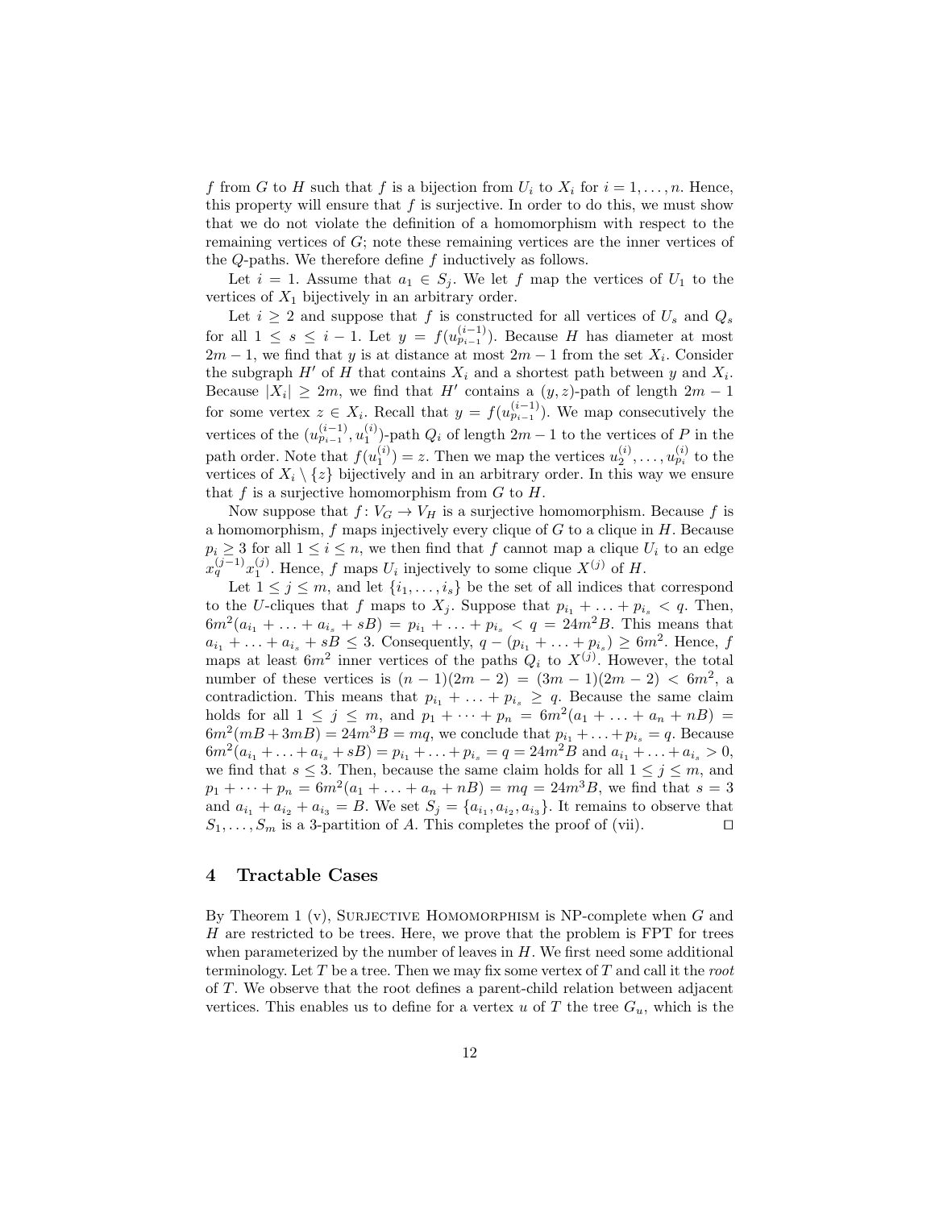$f$ from $G$ to $H$ such that $f$ is a bijection from $U_i$ to $X_i$ for $i = 1, \ldots, n$. Hence, this property will ensure that $f$ is surjective. In order to do this, we must show that we do not violate the definition of a homomorphism with respect to the remaining vertices of $G$; note these remaining vertices are the inner vertices of the $Q$-paths. We therefore define $f$ inductively as follows.

Let $i = 1$. Assume that $a_1 \in S_j$. We let $f$ map the vertices of $U_1$ to the vertices of $X_1$ bijectively in an arbitrary order.

Let $i \geq 2$ and suppose that $f$ is constructed for all vertices of $U_s$ and $Q_s$ for all $1 \leq s \leq i-1$. Let $y = f(u^{(i-1)}_{p_{i-1}})$. Because $H$ has diameter at most $2m-1$, we find that $y$ is at distance at most $2m-1$ from the set $X_i$. Consider the subgraph $H'$ of $H$ that contains $X_i$ and a shortest path between $y$ and $X_i$. Because $|X_i| \geq 2m$, we find that $H'$ contains a $(y, z)$-path of length $2m-1$ for some vertex $z \in X_i$. Recall that $y = f(u^{(i-1)}_{p_{i-1}})$. We map consecutively the vertices of the $(u^{(i-1)}_{p_{i-1}}, u^{(i)}_1)$-path $Q_i$ of length $2m-1$ to the vertices of $P$ in the path order. Note that $f(u^{(i)}_1) = z$. Then we map the vertices $u^{(i)}_2, \ldots, u^{(i)}_{p_i}$ to the vertices of $X_i \setminus \{z\}$ bijectively and in an arbitrary order. In this way we ensure that $f$ is a surjective homomorphism from $G$ to $H$.

Now suppose that $f \colon V_G \to V_H$ is a surjective homomorphism. Because $f$ is a homomorphism, $f$ maps injectively every clique of $G$ to a clique in $H$. Because $p_i \geq 3$ for all $1 \leq i \leq n$, we then find that $f$ cannot map a clique $U_i$ to an edge $x^{(j-1)}_q x^{(j)}_1$. Hence, $f$ maps $U_i$ injectively to some clique $X^{(j)}$ of $H$.

Let $1 \leq j \leq m$, and let $\{i_1, \ldots, i_s\}$ be the set of all indices that correspond to the $U$-cliques that $f$ maps to $X_j$. Suppose that $p_{i_1} + \ldots + p_{i_s} < q$. Then, $6m^2(a_{i_1} + \ldots + a_{i_s} + sB) = p_{i_1} + \ldots + p_{i_s} < q = 24m^2B$. This means that $a_{i_1} + \ldots + a_{i_s} + sB \leq 3$. Consequently, $q - (p_{i_1} + \ldots + p_{i_s}) \geq 6m^2$. Hence, $f$ maps at least $6m^2$ inner vertices of the paths $Q_i$ to $X^{(j)}$. However, the total number of these vertices is $(n-1)(2m-2) = (3m-1)(2m-2) < 6m^2$, a contradiction. This means that $p_{i_1} + \ldots + p_{i_s} \geq q$. Because the same claim holds for all $1 \leq j \leq m$, and $p_1 + \cdots + p_n = 6m^2(a_1 + \ldots + a_n + nB) = 6m^2(mB + 3mB) = 24m^3B = mq$, we conclude that $p_{i_1} + \ldots + p_{i_s} = q$. Because $6m^2(a_{i_1} + \ldots + a_{i_s} + sB) = p_{i_1} + \ldots + p_{i_s} = q = 24m^2B$ and $a_{i_1} + \ldots + a_{i_s} > 0$, we find that $s \leq 3$. Then, because the same claim holds for all $1 \leq j \leq m$, and $p_1 + \cdots + p_n = 6m^2(a_1 + \ldots + a_n + nB) = mq = 24m^3B$, we find that $s = 3$ and $a_{i_1} + a_{i_2} + a_{i_3} = B$. We set $S_j = \{a_{i_1}, a_{i_2}, a_{i_3}\}$. It remains to observe that $S_1, \ldots, S_m$ is a 3-partition of $A$. This completes the proof of (vii). $\square$

## 4 Tractable Cases

By Theorem 1 (v), Surjective Homomorphism is NP-complete when $G$ and $H$ are restricted to be trees. Here, we prove that the problem is FPT for trees when parameterized by the number of leaves in $H$. We first need some additional terminology. Let $T$ be a tree. Then we may fix some vertex of $T$ and call it the *root* of $T$. We observe that the root defines a parent-child relation between adjacent vertices. This enables us to define for a vertex $u$ of $T$ the tree $G_u$, which is the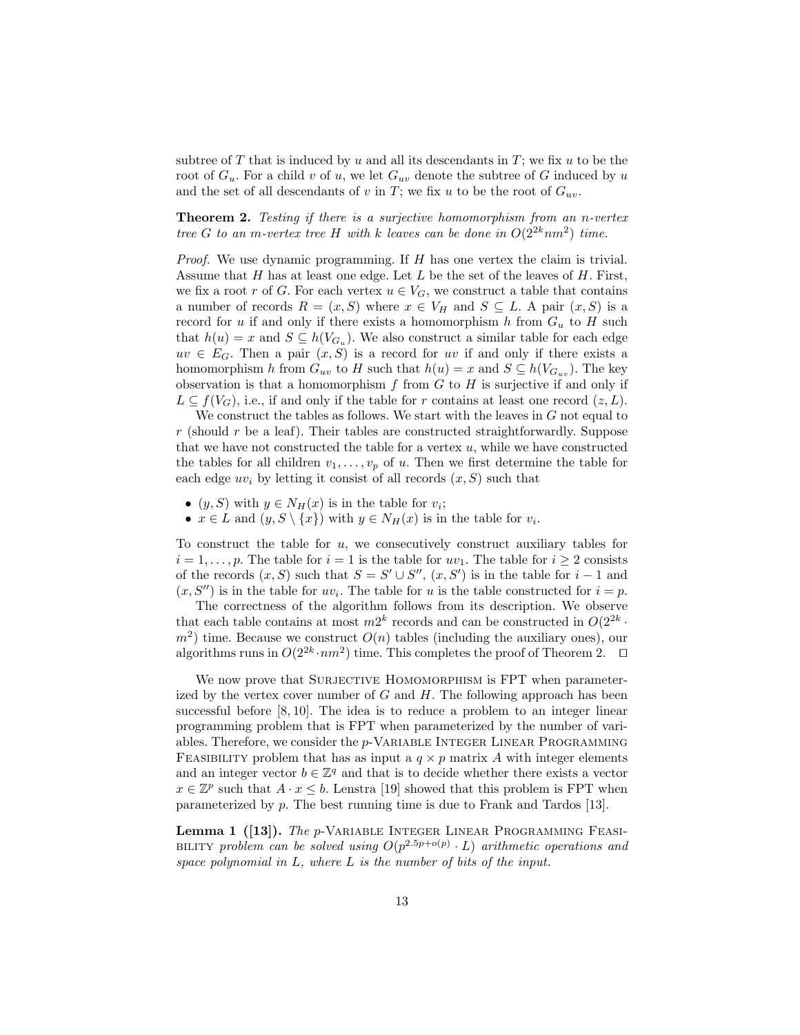subtree of $T$ that is induced by $u$ and all its descendants in $T$; we fix $u$ to be the root of $G_u$. For a child $v$ of $u$, we let $G_{uv}$ denote the subtree of $G$ induced by $u$ and the set of all descendants of $v$ in $T$; we fix $u$ to be the root of $G_{uv}$.

**Theorem 2.** *Testing if there is a surjective homomorphism from an $n$-vertex tree $G$ to an $m$-vertex tree $H$ with $k$ leaves can be done in $O(2^{2k}nm^2)$ time.*

*Proof.* We use dynamic programming. If $H$ has one vertex the claim is trivial. Assume that $H$ has at least one edge. Let $L$ be the set of the leaves of $H$. First, we fix a root $r$ of $G$. For each vertex $u \in V_G$, we construct a table that contains a number of records $R = (x, S)$ where $x \in V_H$ and $S \subseteq L$. A pair $(x, S)$ is a record for $u$ if and only if there exists a homomorphism $h$ from $G_u$ to $H$ such that $h(u) = x$ and $S \subseteq h(V_{G_u})$. We also construct a similar table for each edge $uv \in E_G$. Then a pair $(x, S)$ is a record for $uv$ if and only if there exists a homomorphism $h$ from $G_{uv}$ to $H$ such that $h(u) = x$ and $S \subseteq h(V_{G_{uv}})$. The key observation is that a homomorphism $f$ from $G$ to $H$ is surjective if and only if $L \subseteq f(V_G)$, i.e., if and only if the table for $r$ contains at least one record $(z, L)$.

We construct the tables as follows. We start with the leaves in $G$ not equal to $r$ (should $r$ be a leaf). Their tables are constructed straightforwardly. Suppose that we have not constructed the table for a vertex $u$, while we have constructed the tables for all children $v_1, \ldots, v_p$ of $u$. Then we first determine the table for each edge $uv_i$ by letting it consist of all records $(x, S)$ such that

- $(y, S)$ with $y \in N_H(x)$ is in the table for $v_i$;
- $x \in L$ and $(y, S \setminus \{x\})$ with $y \in N_H(x)$ is in the table for $v_i$.

To construct the table for $u$, we consecutively construct auxiliary tables for $i = 1, \ldots, p$. The table for $i = 1$ is the table for $uv_1$. The table for $i \geq 2$ consists of the records $(x, S)$ such that $S = S' \cup S''$, $(x, S')$ is in the table for $i - 1$ and $(x, S'')$ is in the table for $uv_i$. The table for $u$ is the table constructed for $i = p$.

The correctness of the algorithm follows from its description. We observe that each table contains at most $m2^k$ records and can be constructed in $O(2^{2k} \cdot m^2)$ time. Because we construct $O(n)$ tables (including the auxiliary ones), our algorithms runs in $O(2^{2k} \cdot nm^2)$ time. This completes the proof of Theorem 2. $\square$

We now prove that Surjective Homomorphism is FPT when parameterized by the vertex cover number of $G$ and $H$. The following approach has been successful before [8, 10]. The idea is to reduce a problem to an integer linear programming problem that is FPT when parameterized by the number of variables. Therefore, we consider the $p$-Variable Integer Linear Programming Feasibility problem that has as input a $q \times p$ matrix $A$ with integer elements and an integer vector $b \in \mathbb{Z}^q$ and that is to decide whether there exists a vector $x \in \mathbb{Z}^p$ such that $A \cdot x \leq b$. Lenstra [19] showed that this problem is FPT when parameterized by $p$. The best running time is due to Frank and Tardos [13].

**Lemma 1 ([13]).** *The $p$-Variable Integer Linear Programming Feasibility problem can be solved using $O(p^{2.5p+o(p)} \cdot L)$ arithmetic operations and space polynomial in $L$, where $L$ is the number of bits of the input.*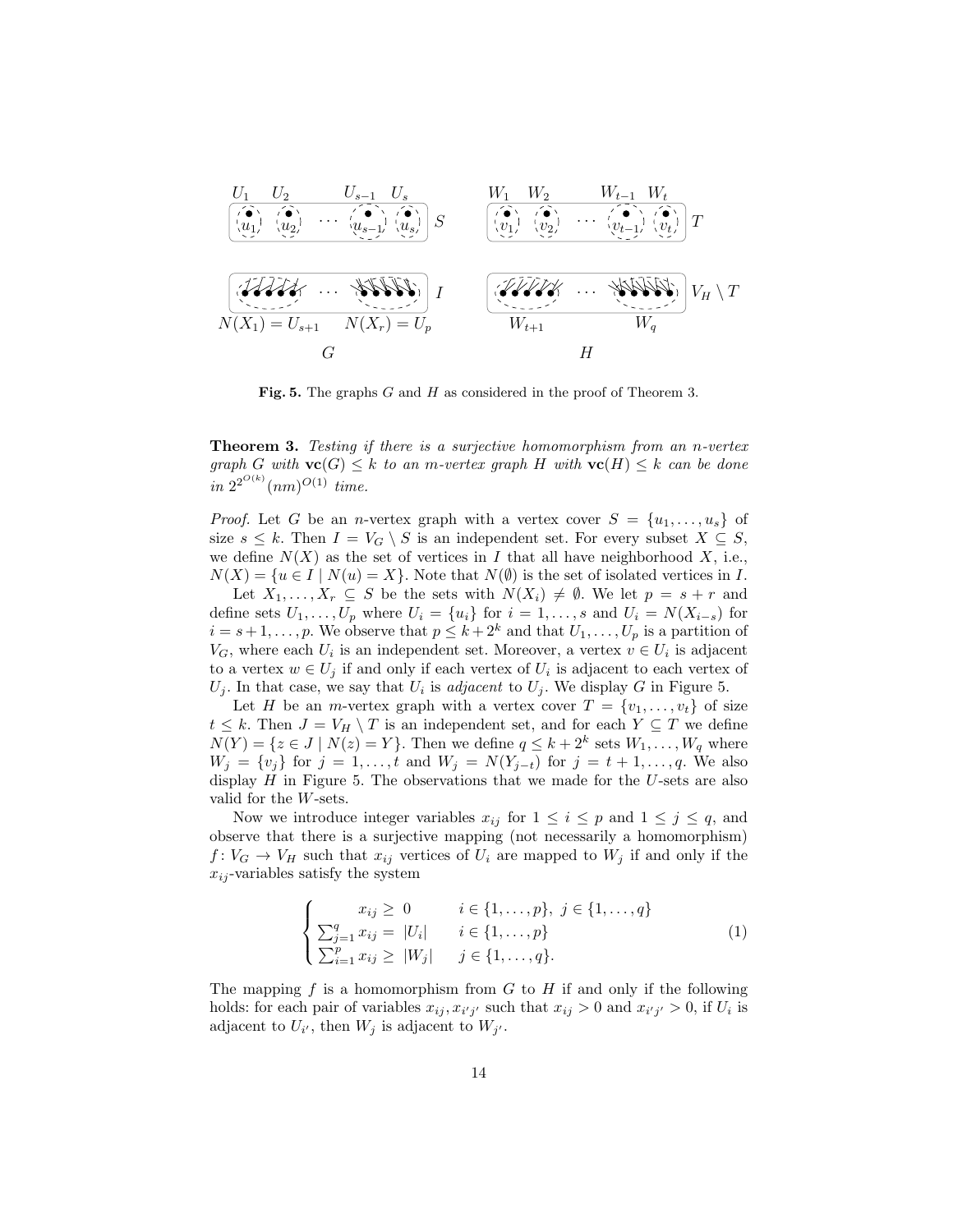**Fig. 5.** The graphs $G$ and $H$ as considered in the proof of Theorem 3.

**Theorem 3.** *Testing if there is a surjective homomorphism from an n-vertex graph G with* $\mathbf{vc}(G) \leq k$ *to an m-vertex graph H with* $\mathbf{vc}(H) \leq k$ *can be done in* $2^{2^{O(k)}}(nm)^{O(1)}$ *time.*

*Proof.* Let $G$ be an $n$-vertex graph with a vertex cover $S = \{u_1, \ldots, u_s\}$ of size $s \leq k$. Then $I = V_G \setminus S$ is an independent set. For every subset $X \subseteq S$, we define $N(X)$ as the set of vertices in $I$ that all have neighborhood $X$, i.e., $N(X) = \{u \in I \mid N(u) = X\}$. Note that $N(\emptyset)$ is the set of isolated vertices in $I$.

Let $X_1, \ldots, X_r \subseteq S$ be the sets with $N(X_i) \neq \emptyset$. We let $p = s + r$ and define sets $U_1, \ldots, U_p$ where $U_i = \{u_i\}$ for $i = 1, \ldots, s$ and $U_i = N(X_{i-s})$ for $i = s+1, \ldots, p$. We observe that $p \leq k + 2^k$ and that $U_1, \ldots, U_p$ is a partition of $V_G$, where each $U_i$ is an independent set. Moreover, a vertex $v \in U_i$ is adjacent to a vertex $w \in U_j$ if and only if each vertex of $U_i$ is adjacent to each vertex of $U_j$. In that case, we say that $U_i$ is *adjacent* to $U_j$. We display $G$ in Figure 5.

Let $H$ be an $m$-vertex graph with a vertex cover $T = \{v_1, \ldots, v_t\}$ of size $t \leq k$. Then $J = V_H \setminus T$ is an independent set, and for each $Y \subseteq T$ we define $N(Y) = \{z \in J \mid N(z) = Y\}$. Then we define $q \leq k + 2^k$ sets $W_1, \ldots, W_q$ where $W_j = \{v_j\}$ for $j = 1, \ldots, t$ and $W_j = N(Y_{j-t})$ for $j = t+1, \ldots, q$. We also display $H$ in Figure 5. The observations that we made for the $U$-sets are also valid for the $W$-sets.

Now we introduce integer variables $x_{ij}$ for $1 \leq i \leq p$ and $1 \leq j \leq q$, and observe that there is a surjective mapping (not necessarily a homomorphism) $f \colon V_G \to V_H$ such that $x_{ij}$ vertices of $U_i$ are mapped to $W_j$ if and only if the $x_{ij}$-variables satisfy the system

$$\begin{cases} x_{ij} \geq 0 & i \in \{1, \ldots, p\},\ j \in \{1, \ldots, q\} \\ \sum_{j=1}^{q} x_{ij} = |U_i| & i \in \{1, \ldots, p\} \\ \sum_{i=1}^{p} x_{ij} \geq |W_j| & j \in \{1, \ldots, q\}. \end{cases} \tag{1}$$

The mapping $f$ is a homomorphism from $G$ to $H$ if and only if the following holds: for each pair of variables $x_{ij}, x_{i'j'}$ such that $x_{ij} > 0$ and $x_{i'j'} > 0$, if $U_i$ is adjacent to $U_{i'}$, then $W_j$ is adjacent to $W_{j'}$.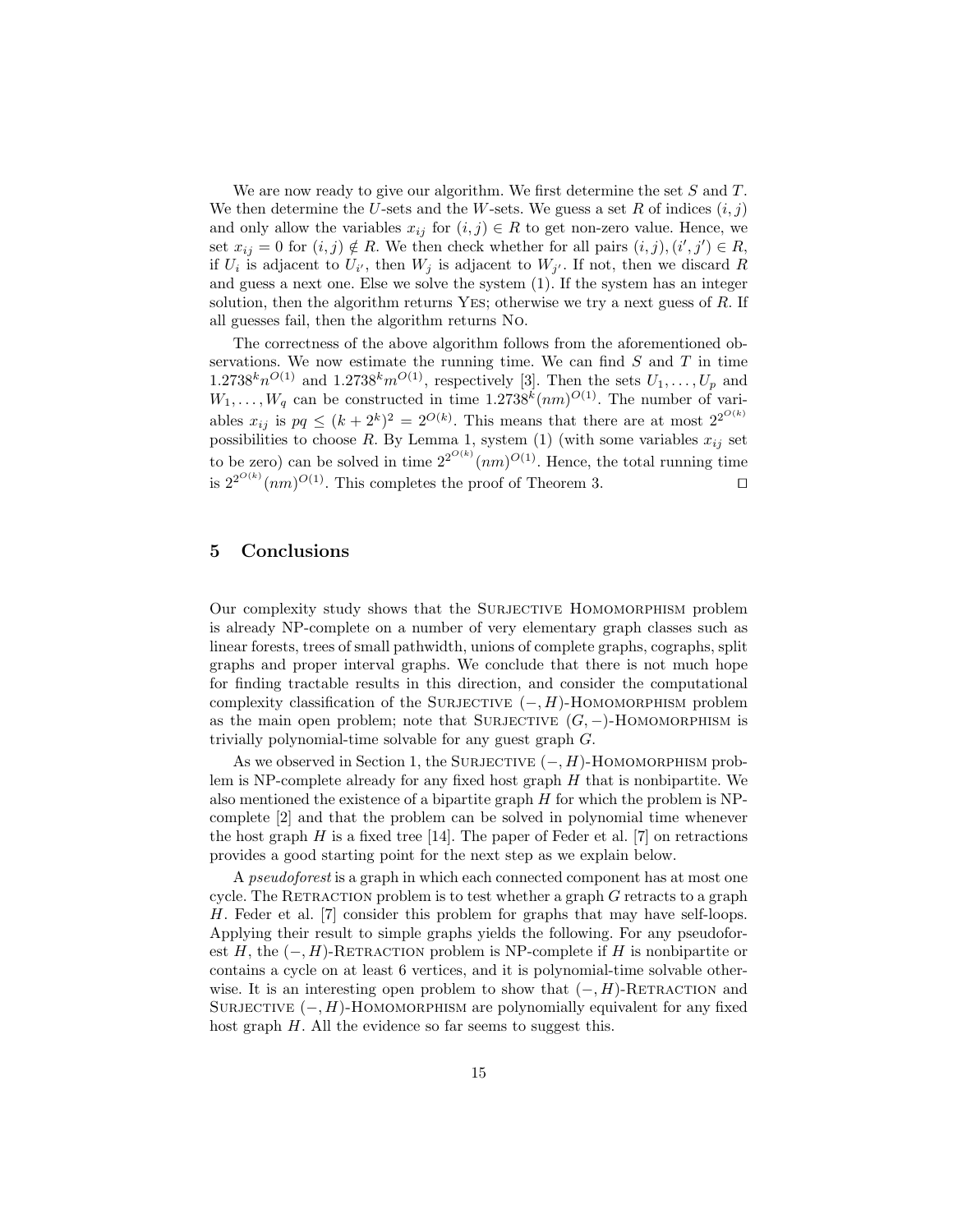We are now ready to give our algorithm. We first determine the set $S$ and $T$. We then determine the $U$-sets and the $W$-sets. We guess a set $R$ of indices $(i, j)$ and only allow the variables $x_{ij}$ for $(i, j) \in R$ to get non-zero value. Hence, we set $x_{ij} = 0$ for $(i, j) \notin R$. We then check whether for all pairs $(i, j), (i', j') \in R$, if $U_i$ is adjacent to $U_{i'}$, then $W_j$ is adjacent to $W_{j'}$. If not, then we discard $R$ and guess a next one. Else we solve the system (1). If the system has an integer solution, then the algorithm returns Yes; otherwise we try a next guess of $R$. If all guesses fail, then the algorithm returns No.

The correctness of the above algorithm follows from the aforementioned observations. We now estimate the running time. We can find $S$ and $T$ in time $1.2738^k n^{O(1)}$ and $1.2738^k m^{O(1)}$, respectively [3]. Then the sets $U_1, \ldots, U_p$ and $W_1, \ldots, W_q$ can be constructed in time $1.2738^k (nm)^{O(1)}$. The number of variables $x_{ij}$ is $pq \leq (k + 2^k)^2 = 2^{O(k)}$. This means that there are at most $2^{2^{O(k)}}$ possibilities to choose $R$. By Lemma 1, system (1) (with some variables $x_{ij}$ set to be zero) can be solved in time $2^{2^{O(k)}} (nm)^{O(1)}$. Hence, the total running time is $2^{2^{O(k)}} (nm)^{O(1)}$. This completes the proof of Theorem 3. $\square$

## 5 Conclusions

Our complexity study shows that the Surjective Homomorphism problem is already NP-complete on a number of very elementary graph classes such as linear forests, trees of small pathwidth, unions of complete graphs, cographs, split graphs and proper interval graphs. We conclude that there is not much hope for finding tractable results in this direction, and consider the computational complexity classification of the Surjective $(-, H)$-Homomorphism problem as the main open problem; note that Surjective $(G, -)$-Homomorphism is trivially polynomial-time solvable for any guest graph $G$.

As we observed in Section 1, the Surjective $(-, H)$-Homomorphism problem is NP-complete already for any fixed host graph $H$ that is nonbipartite. We also mentioned the existence of a bipartite graph $H$ for which the problem is NP-complete [2] and that the problem can be solved in polynomial time whenever the host graph $H$ is a fixed tree [14]. The paper of Feder et al. [7] on retractions provides a good starting point for the next step as we explain below.

A *pseudoforest* is a graph in which each connected component has at most one cycle. The Retraction problem is to test whether a graph $G$ retracts to a graph $H$. Feder et al. [7] consider this problem for graphs that may have self-loops. Applying their result to simple graphs yields the following. For any pseudoforest $H$, the $(-, H)$-Retraction problem is NP-complete if $H$ is nonbipartite or contains a cycle on at least 6 vertices, and it is polynomial-time solvable otherwise. It is an interesting open problem to show that $(-, H)$-Retraction and Surjective $(-, H)$-Homomorphism are polynomially equivalent for any fixed host graph $H$. All the evidence so far seems to suggest this.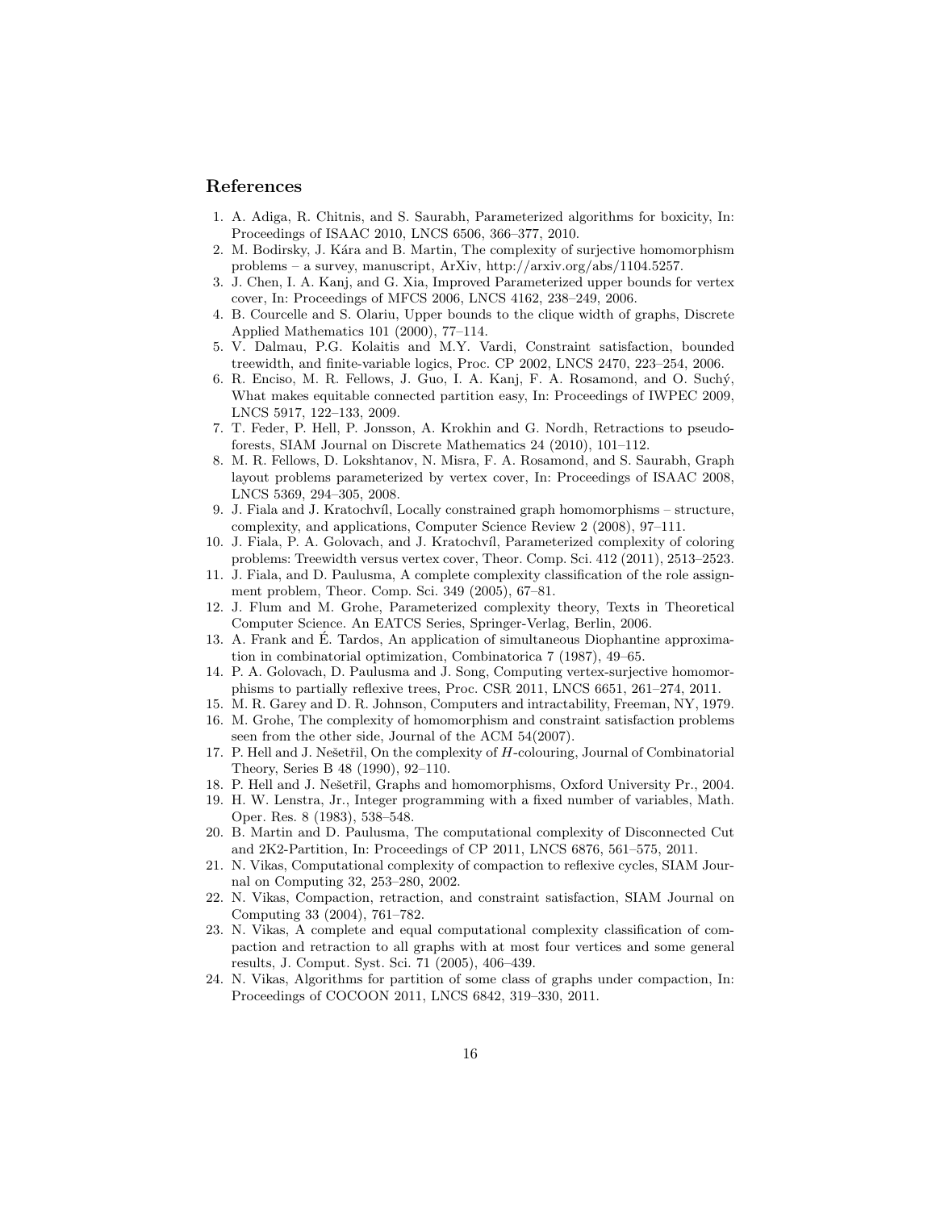## References

1. A. Adiga, R. Chitnis, and S. Saurabh, Parameterized algorithms for boxicity, In: Proceedings of ISAAC 2010, LNCS 6506, 366–377, 2010.
2. M. Bodirsky, J. Kára and B. Martin, The complexity of surjective homomorphism problems – a survey, manuscript, ArXiv, http://arxiv.org/abs/1104.5257.
3. J. Chen, I. A. Kanj, and G. Xia, Improved Parameterized upper bounds for vertex cover, In: Proceedings of MFCS 2006, LNCS 4162, 238–249, 2006.
4. B. Courcelle and S. Olariu, Upper bounds to the clique width of graphs, Discrete Applied Mathematics 101 (2000), 77–114.
5. V. Dalmau, P.G. Kolaitis and M.Y. Vardi, Constraint satisfaction, bounded treewidth, and finite-variable logics, Proc. CP 2002, LNCS 2470, 223–254, 2006.
6. R. Enciso, M. R. Fellows, J. Guo, I. A. Kanj, F. A. Rosamond, and O. Suchý, What makes equitable connected partition easy, In: Proceedings of IWPEC 2009, LNCS 5917, 122–133, 2009.
7. T. Feder, P. Hell, P. Jonsson, A. Krokhin and G. Nordh, Retractions to pseudoforests, SIAM Journal on Discrete Mathematics 24 (2010), 101–112.
8. M. R. Fellows, D. Lokshtanov, N. Misra, F. A. Rosamond, and S. Saurabh, Graph layout problems parameterized by vertex cover, In: Proceedings of ISAAC 2008, LNCS 5369, 294–305, 2008.
9. J. Fiala and J. Kratochvíl, Locally constrained graph homomorphisms – structure, complexity, and applications, Computer Science Review 2 (2008), 97–111.
10. J. Fiala, P. A. Golovach, and J. Kratochvíl, Parameterized complexity of coloring problems: Treewidth versus vertex cover, Theor. Comp. Sci. 412 (2011), 2513–2523.
11. J. Fiala, and D. Paulusma, A complete complexity classification of the role assignment problem, Theor. Comp. Sci. 349 (2005), 67–81.
12. J. Flum and M. Grohe, Parameterized complexity theory, Texts in Theoretical Computer Science. An EATCS Series, Springer-Verlag, Berlin, 2006.
13. A. Frank and É. Tardos, An application of simultaneous Diophantine approximation in combinatorial optimization, Combinatorica 7 (1987), 49–65.
14. P. A. Golovach, D. Paulusma and J. Song, Computing vertex-surjective homomorphisms to partially reflexive trees, Proc. CSR 2011, LNCS 6651, 261–274, 2011.
15. M. R. Garey and D. R. Johnson, Computers and intractability, Freeman, NY, 1979.
16. M. Grohe, The complexity of homomorphism and constraint satisfaction problems seen from the other side, Journal of the ACM 54(2007).
17. P. Hell and J. Nešetřil, On the complexity of $H$-colouring, Journal of Combinatorial Theory, Series B 48 (1990), 92–110.
18. P. Hell and J. Nešetřil, Graphs and homomorphisms, Oxford University Pr., 2004.
19. H. W. Lenstra, Jr., Integer programming with a fixed number of variables, Math. Oper. Res. 8 (1983), 538–548.
20. B. Martin and D. Paulusma, The computational complexity of Disconnected Cut and 2K2-Partition, In: Proceedings of CP 2011, LNCS 6876, 561–575, 2011.
21. N. Vikas, Computational complexity of compaction to reflexive cycles, SIAM Journal on Computing 32, 253–280, 2002.
22. N. Vikas, Compaction, retraction, and constraint satisfaction, SIAM Journal on Computing 33 (2004), 761–782.
23. N. Vikas, A complete and equal computational complexity classification of compaction and retraction to all graphs with at most four vertices and some general results, J. Comput. Syst. Sci. 71 (2005), 406–439.
24. N. Vikas, Algorithms for partition of some class of graphs under compaction, In: Proceedings of COCOON 2011, LNCS 6842, 319–330, 2011.